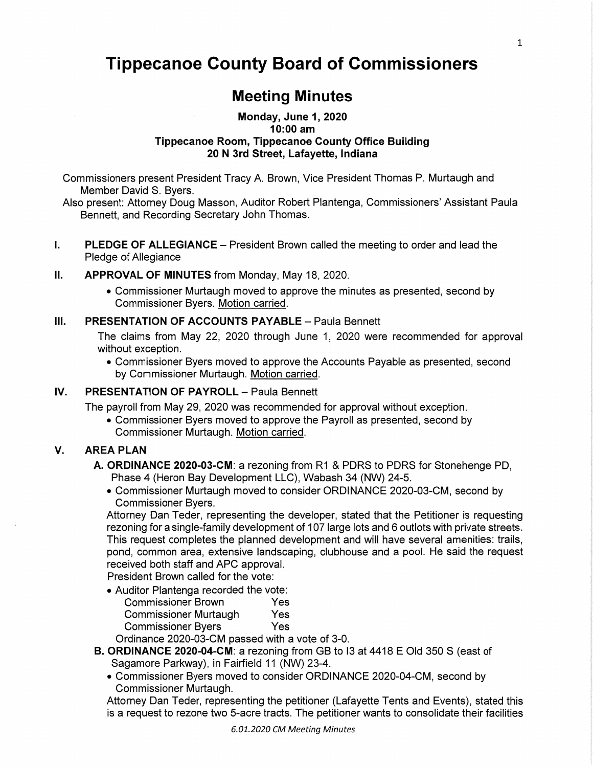# Tippecanoe County Board of Commissioners

## Meeting Minutes

**Monday, June 1, 2020**
**10:00 am**
**Tippecanoe Room, Tippecanoe County Office Building**
**20 N 3rd Street, Lafayette, Indiana**

Commissioners present President Tracy A. Brown, Vice President Thomas P. Murtaugh and Member David S. Byers.

Also present: Attorney Doug Masson, Auditor Robert Plantenga, Commissioners' Assistant Paula Bennett, and Recording Secretary John Thomas.

**I. PLEDGE OF ALLEGIANCE** – President Brown called the meeting to order and lead the Pledge of Allegiance

**II. APPROVAL OF MINUTES** from Monday, May 18, 2020.

- Commissioner Murtaugh moved to approve the minutes as presented, second by Commissioner Byers. Motion carried.

**III. PRESENTATION OF ACCOUNTS PAYABLE** – Paula Bennett

The claims from May 22, 2020 through June 1, 2020 were recommended for approval without exception.

- Commissioner Byers moved to approve the Accounts Payable as presented, second by Commissioner Murtaugh. Motion carried.

**IV. PRESENTATION OF PAYROLL** – Paula Bennett

The payroll from May 29, 2020 was recommended for approval without exception.

- Commissioner Byers moved to approve the Payroll as presented, second by Commissioner Murtaugh. Motion carried.

**V. AREA PLAN**

**A. ORDINANCE 2020-03-CM**: a rezoning from R1 & PDRS to PDRS for Stonehenge PD, Phase 4 (Heron Bay Development LLC), Wabash 34 (NW) 24-5.

- Commissioner Murtaugh moved to consider ORDINANCE 2020-03-CM, second by Commissioner Byers.

Attorney Dan Teder, representing the developer, stated that the Petitioner is requesting rezoning for a single-family development of 107 large lots and 6 outlots with private streets. This request completes the planned development and will have several amenities: trails, pond, common area, extensive landscaping, clubhouse and a pool. He said the request received both staff and APC approval.

President Brown called for the vote:

- Auditor Plantenga recorded the vote:

| | |
|---|---|
| Commissioner Brown | Yes |
| Commissioner Murtaugh | Yes |
| Commissioner Byers | Yes |

Ordinance 2020-03-CM passed with a vote of 3-0.

**B. ORDINANCE 2020-04-CM**: a rezoning from GB to I3 at 4418 E Old 350 S (east of Sagamore Parkway), in Fairfield 11 (NW) 23-4.

- Commissioner Byers moved to consider ORDINANCE 2020-04-CM, second by Commissioner Murtaugh.

Attorney Dan Teder, representing the petitioner (Lafayette Tents and Events), stated this is a request to rezone two 5-acre tracts. The petitioner wants to consolidate their facilities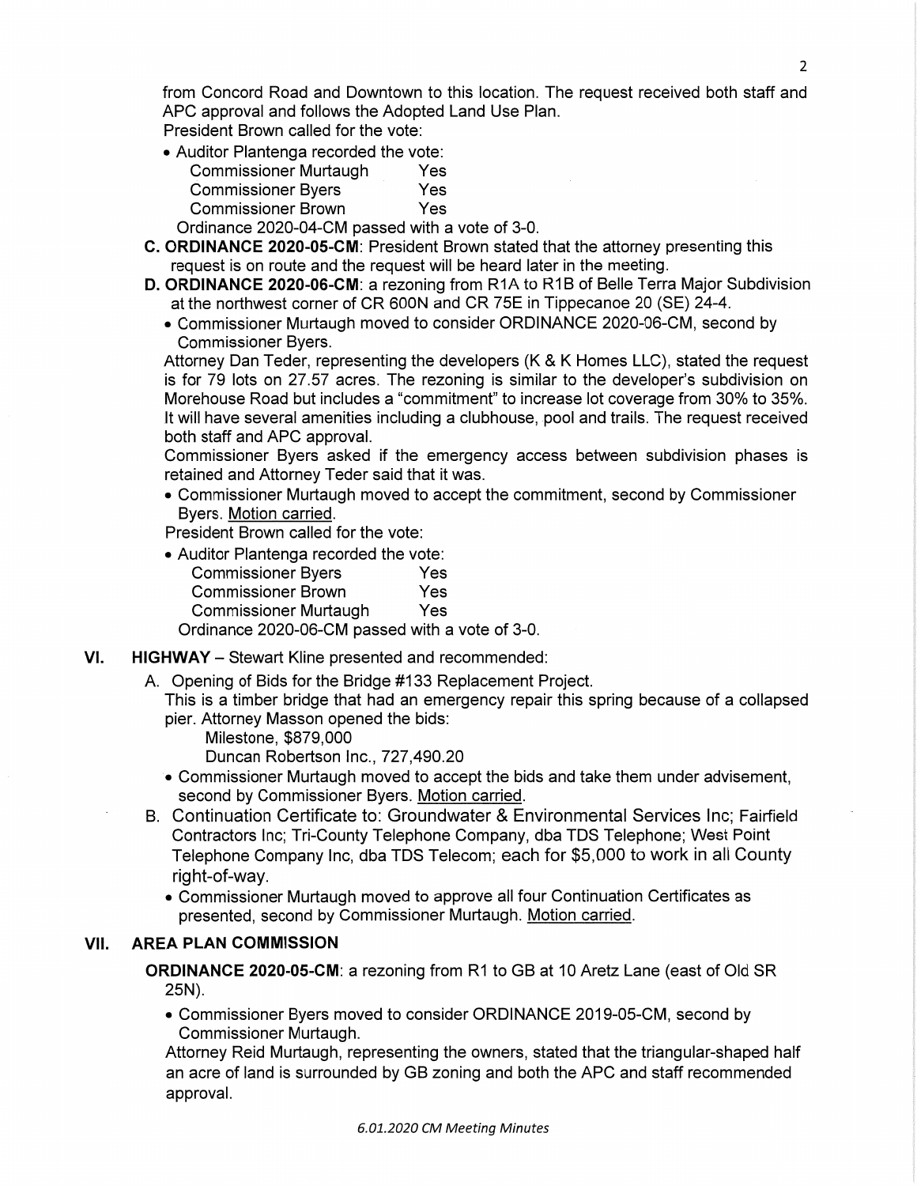from Concord Road and Downtown to this location. The request received both staff and APC approval and follows the Adopted Land Use Plan.

President Brown called for the vote:

- Auditor Plantenga recorded the vote:

  Commissioner Murtaugh Yes
  Commissioner Byers Yes
  Commissioner Brown Yes

  Ordinance 2020-04-CM passed with a vote of 3-0.

C. **ORDINANCE 2020-05-CM**: President Brown stated that the attorney presenting this request is on route and the request will be heard later in the meeting.

D. **ORDINANCE 2020-06-CM**: a rezoning from R1A to R1B of Belle Terra Major Subdivision at the northwest corner of CR 600N and CR 75E in Tippecanoe 20 (SE) 24-4.

- Commissioner Murtaugh moved to consider ORDINANCE 2020-06-CM, second by Commissioner Byers.

Attorney Dan Teder, representing the developers (K & K Homes LLC), stated the request is for 79 lots on 27.57 acres. The rezoning is similar to the developer's subdivision on Morehouse Road but includes a "commitment" to increase lot coverage from 30% to 35%. It will have several amenities including a clubhouse, pool and trails. The request received both staff and APC approval.

Commissioner Byers asked if the emergency access between subdivision phases is retained and Attorney Teder said that it was.

- Commissioner Murtaugh moved to accept the commitment, second by Commissioner Byers. Motion carried.

President Brown called for the vote:

- Auditor Plantenga recorded the vote:

  Commissioner Byers Yes
  Commissioner Brown Yes
  Commissioner Murtaugh Yes

  Ordinance 2020-06-CM passed with a vote of 3-0.

## VI. HIGHWAY – Stewart Kline presented and recommended:

A. Opening of Bids for the Bridge #133 Replacement Project.

This is a timber bridge that had an emergency repair this spring because of a collapsed pier. Attorney Masson opened the bids:

Milestone, $879,000
Duncan Robertson Inc., 727,490.20

- Commissioner Murtaugh moved to accept the bids and take them under advisement, second by Commissioner Byers. Motion carried.

B. Continuation Certificate to: Groundwater & Environmental Services Inc; Fairfield Contractors Inc; Tri-County Telephone Company, dba TDS Telephone; West Point Telephone Company Inc, dba TDS Telecom; each for $5,000 to work in all County right-of-way.

- Commissioner Murtaugh moved to approve all four Continuation Certificates as presented, second by Commissioner Murtaugh. Motion carried.

## VII. AREA PLAN COMMISSION

**ORDINANCE 2020-05-CM**: a rezoning from R1 to GB at 10 Aretz Lane (east of Old SR 25N).

- Commissioner Byers moved to consider ORDINANCE 2019-05-CM, second by Commissioner Murtaugh.

Attorney Reid Murtaugh, representing the owners, stated that the triangular-shaped half an acre of land is surrounded by GB zoning and both the APC and staff recommended approval.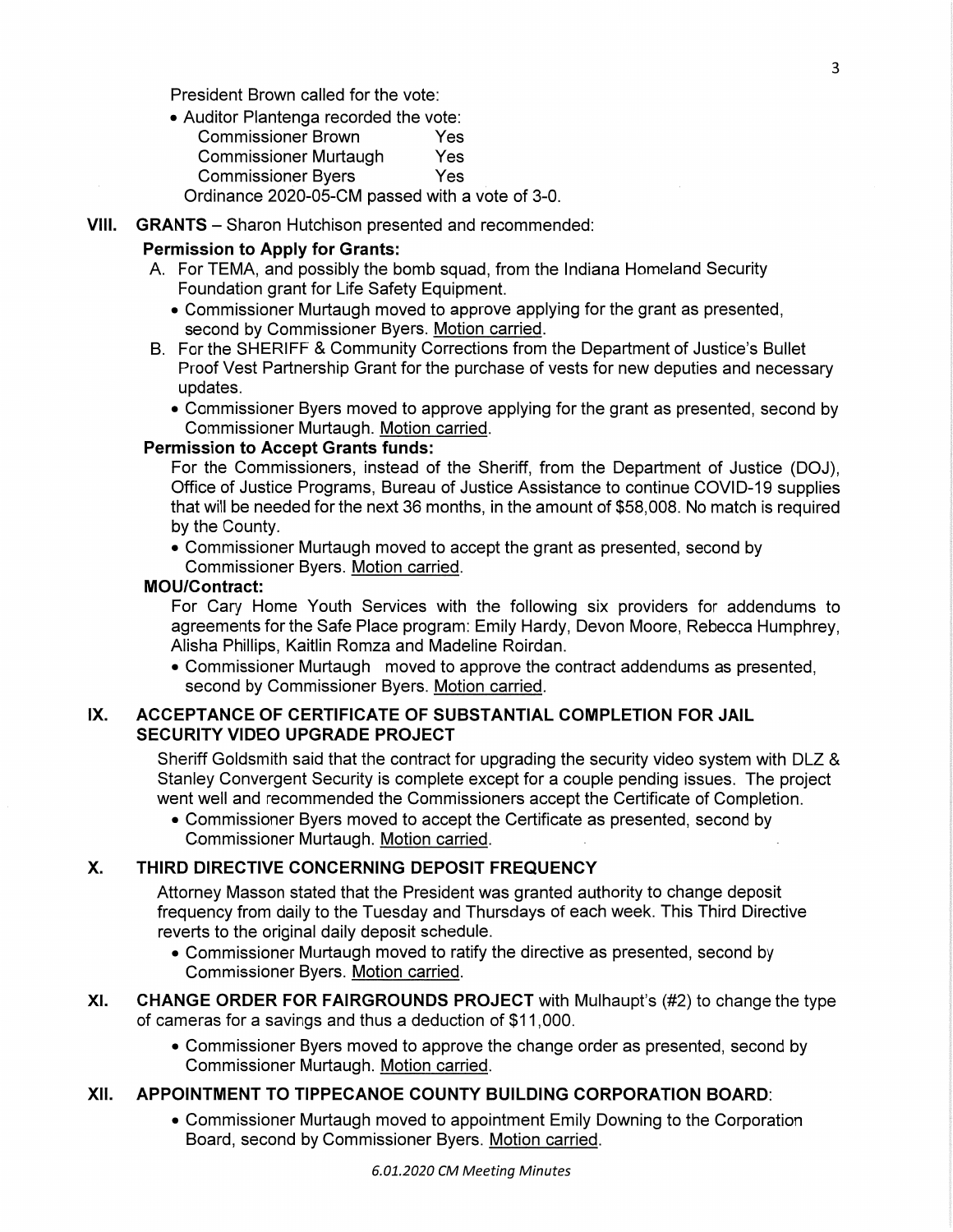President Brown called for the vote:

- Auditor Plantenga recorded the vote:

  Commissioner Brown Yes

  Commissioner Murtaugh Yes

  Commissioner Byers Yes

  Ordinance 2020-05-CM passed with a vote of 3-0.

## VIII. GRANTS – Sharon Hutchison presented and recommended:

**Permission to Apply for Grants:**

A. For TEMA, and possibly the bomb squad, from the Indiana Homeland Security Foundation grant for Life Safety Equipment.
   - Commissioner Murtaugh moved to approve applying for the grant as presented, second by Commissioner Byers. Motion carried.

B. For the SHERIFF & Community Corrections from the Department of Justice's Bullet Proof Vest Partnership Grant for the purchase of vests for new deputies and necessary updates.
   - Commissioner Byers moved to approve applying for the grant as presented, second by Commissioner Murtaugh. Motion carried.

**Permission to Accept Grants funds:**

For the Commissioners, instead of the Sheriff, from the Department of Justice (DOJ), Office of Justice Programs, Bureau of Justice Assistance to continue COVID-19 supplies that will be needed for the next 36 months, in the amount of $58,008. No match is required by the County.

- Commissioner Murtaugh moved to accept the grant as presented, second by Commissioner Byers. Motion carried.

**MOU/Contract:**

For Cary Home Youth Services with the following six providers for addendums to agreements for the Safe Place program: Emily Hardy, Devon Moore, Rebecca Humphrey, Alisha Phillips, Kaitlin Romza and Madeline Roirdan.

- Commissioner Murtaugh moved to approve the contract addendums as presented, second by Commissioner Byers. Motion carried.

## IX. ACCEPTANCE OF CERTIFICATE OF SUBSTANTIAL COMPLETION FOR JAIL SECURITY VIDEO UPGRADE PROJECT

Sheriff Goldsmith said that the contract for upgrading the security video system with DLZ & Stanley Convergent Security is complete except for a couple pending issues. The project went well and recommended the Commissioners accept the Certificate of Completion.

- Commissioner Byers moved to accept the Certificate as presented, second by Commissioner Murtaugh. Motion carried.

## X. THIRD DIRECTIVE CONCERNING DEPOSIT FREQUENCY

Attorney Masson stated that the President was granted authority to change deposit frequency from daily to the Tuesday and Thursdays of each week. This Third Directive reverts to the original daily deposit schedule.

- Commissioner Murtaugh moved to ratify the directive as presented, second by Commissioner Byers. Motion carried.

## XI. CHANGE ORDER FOR FAIRGROUNDS PROJECT with Mulhaupt's (#2) to change the type of cameras for a savings and thus a deduction of $11,000.

- Commissioner Byers moved to approve the change order as presented, second by Commissioner Murtaugh. Motion carried.

## XII. APPOINTMENT TO TIPPECANOE COUNTY BUILDING CORPORATION BOARD:

- Commissioner Murtaugh moved to appointment Emily Downing to the Corporation Board, second by Commissioner Byers. Motion carried.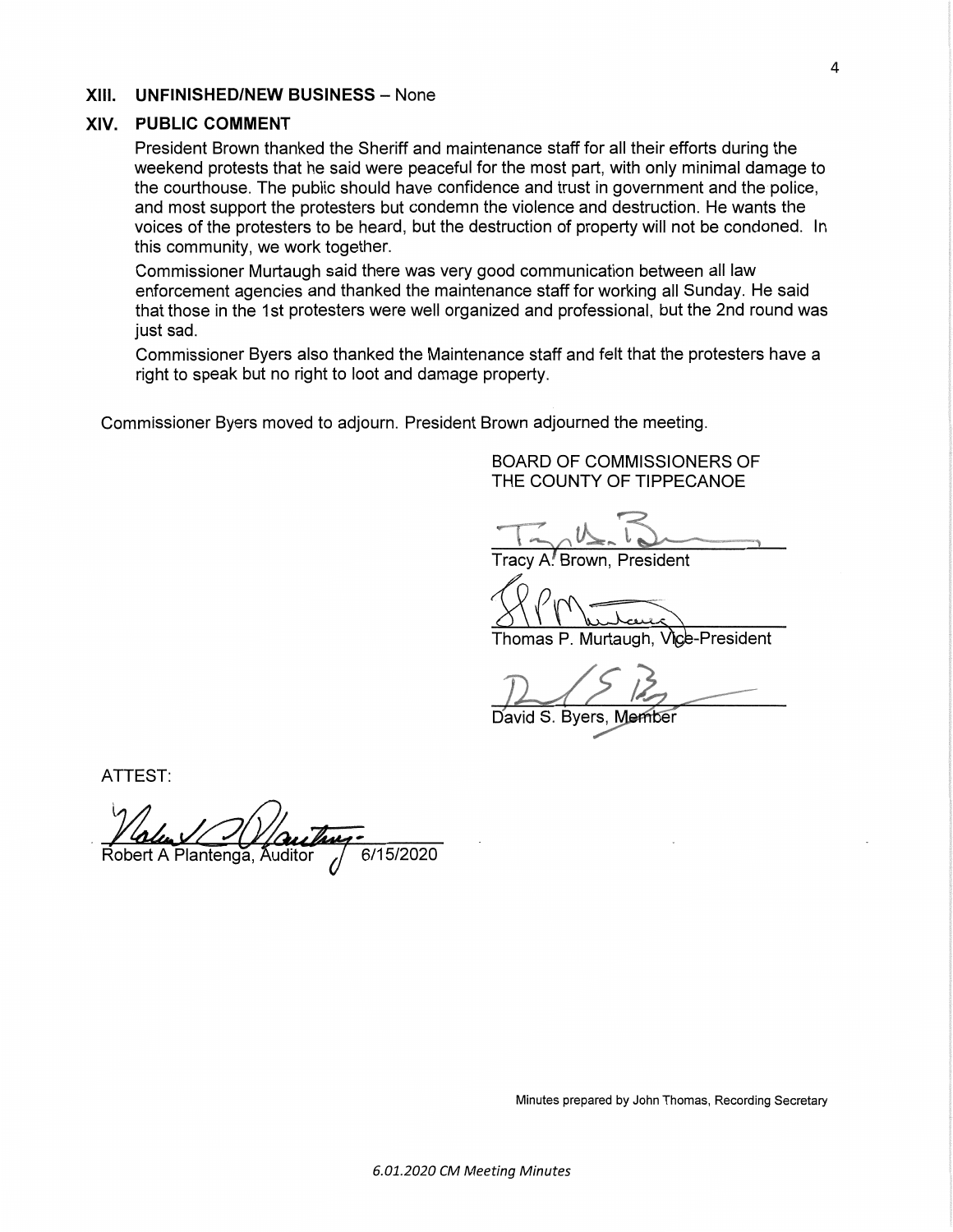## XIII. UNFINISHED/NEW BUSINESS – None

## XIV. PUBLIC COMMENT

President Brown thanked the Sheriff and maintenance staff for all their efforts during the weekend protests that he said were peaceful for the most part, with only minimal damage to the courthouse. The public should have confidence and trust in government and the police, and most support the protesters but condemn the violence and destruction. He wants the voices of the protesters to be heard, but the destruction of property will not be condoned. In this community, we work together.

Commissioner Murtaugh said there was very good communication between all law enforcement agencies and thanked the maintenance staff for working all Sunday. He said that those in the 1st protesters were well organized and professional, but the 2nd round was just sad.

Commissioner Byers also thanked the Maintenance staff and felt that the protesters have a right to speak but no right to loot and damage property.

Commissioner Byers moved to adjourn. President Brown adjourned the meeting.

BOARD OF COMMISSIONERS OF
THE COUNTY OF TIPPECANOE

Tracy A. Brown, President

Thomas P. Murtaugh, Vice-President

David S. Byers, Member

ATTEST:

Robert A Plantenga, Auditor 6/15/2020

Minutes prepared by John Thomas, Recording Secretary

*6.01.2020 CM Meeting Minutes*